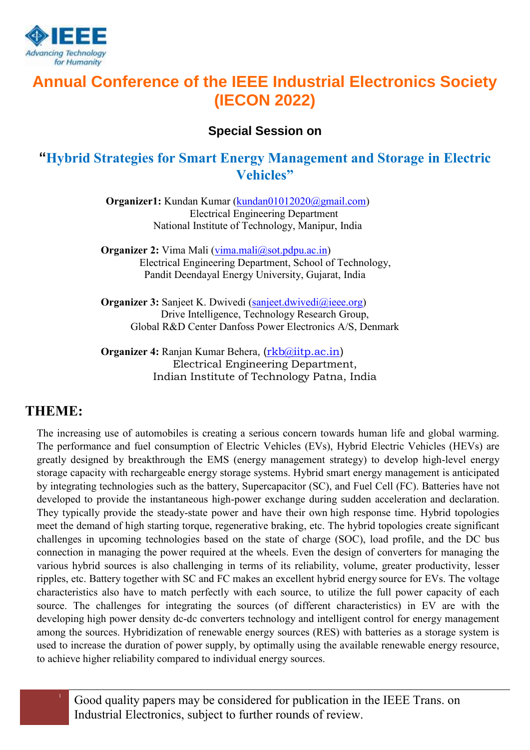# Annual Conference of the IEEE Industrial Electronics Society (IECON 2022)

### Special Session on

## "Hybrid Strategies for Smart Energy Management and Storage in Electric Vehicles"

**Organizer1:** Kundan Kumar (kundan01012020@gmail.com)
Electrical Engineering Department
National Institute of Technology, Manipur, India

**Organizer 2:** Vima Mali (vima.mali@sot.pdpu.ac.in)
Electrical Engineering Department, School of Technology,
Pandit Deendayal Energy University, Gujarat, India

**Organizer 3:** Sanjeet K. Dwivedi (sanjeet.dwivedi@ieee.org)
Drive Intelligence, Technology Research Group,
Global R&D Center Danfoss Power Electronics A/S, Denmark

**Organizer 4:** Ranjan Kumar Behera, (rkb@iitp.ac.in)
Electrical Engineering Department,
Indian Institute of Technology Patna, India

## THEME:

The increasing use of automobiles is creating a serious concern towards human life and global warming. The performance and fuel consumption of Electric Vehicles (EVs), Hybrid Electric Vehicles (HEVs) are greatly designed by breakthrough the EMS (energy management strategy) to develop high-level energy storage capacity with rechargeable energy storage systems. Hybrid smart energy management is anticipated by integrating technologies such as the battery, Supercapacitor (SC), and Fuel Cell (FC). Batteries have not developed to provide the instantaneous high-power exchange during sudden acceleration and declaration. They typically provide the steady-state power and have their own high response time. Hybrid topologies meet the demand of high starting torque, regenerative braking, etc. The hybrid topologies create significant challenges in upcoming technologies based on the state of charge (SOC), load profile, and the DC bus connection in managing the power required at the wheels. Even the design of converters for managing the various hybrid sources is also challenging in terms of its reliability, volume, greater productivity, lesser ripples, etc. Battery together with SC and FC makes an excellent hybrid energy source for EVs. The voltage characteristics also have to match perfectly with each source, to utilize the full power capacity of each source. The challenges for integrating the sources (of different characteristics) in EV are with the developing high power density dc-dc converters technology and intelligent control for energy management among the sources. Hybridization of renewable energy sources (RES) with batteries as a storage system is used to increase the duration of power supply, by optimally using the available renewable energy resource, to achieve higher reliability compared to individual energy sources.

Good quality papers may be considered for publication in the IEEE Trans. on Industrial Electronics, subject to further rounds of review.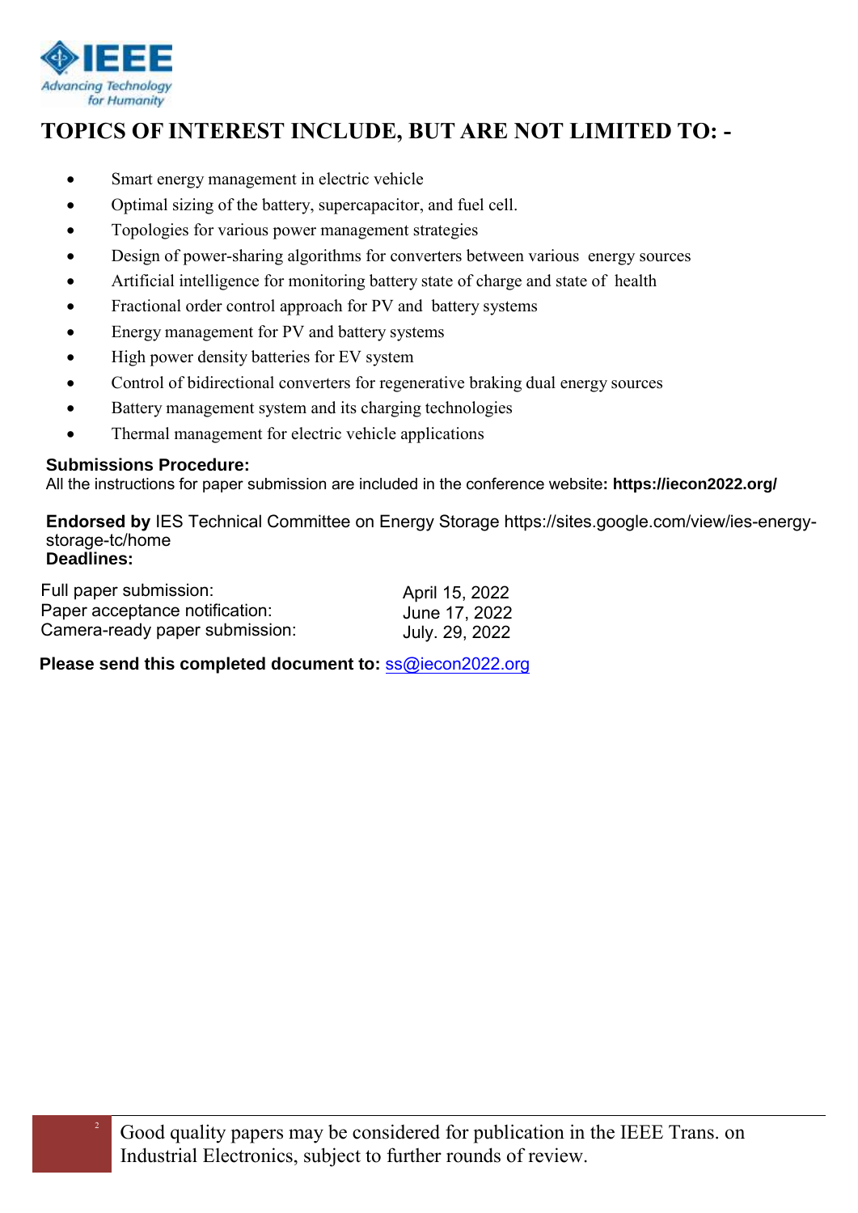## TOPICS OF INTEREST INCLUDE, BUT ARE NOT LIMITED TO: -

- Smart energy management in electric vehicle
- Optimal sizing of the battery, supercapacitor, and fuel cell.
- Topologies for various power management strategies
- Design of power-sharing algorithms for converters between various energy sources
- Artificial intelligence for monitoring battery state of charge and state of health
- Fractional order control approach for PV and battery systems
- Energy management for PV and battery systems
- High power density batteries for EV system
- Control of bidirectional converters for regenerative braking dual energy sources
- Battery management system and its charging technologies
- Thermal management for electric vehicle applications

**Submissions Procedure:**

All the instructions for paper submission are included in the conference website**: https://iecon2022.org/**

**Endorsed by** IES Technical Committee on Energy Storage https://sites.google.com/view/ies-energy-storage-tc/home

**Deadlines:**

| | |
|---|---|
| Full paper submission: | April 15, 2022 |
| Paper acceptance notification: | June 17, 2022 |
| Camera-ready paper submission: | July. 29, 2022 |

**Please send this completed document to:** ss@iecon2022.org

Good quality papers may be considered for publication in the IEEE Trans. on Industrial Electronics, subject to further rounds of review.